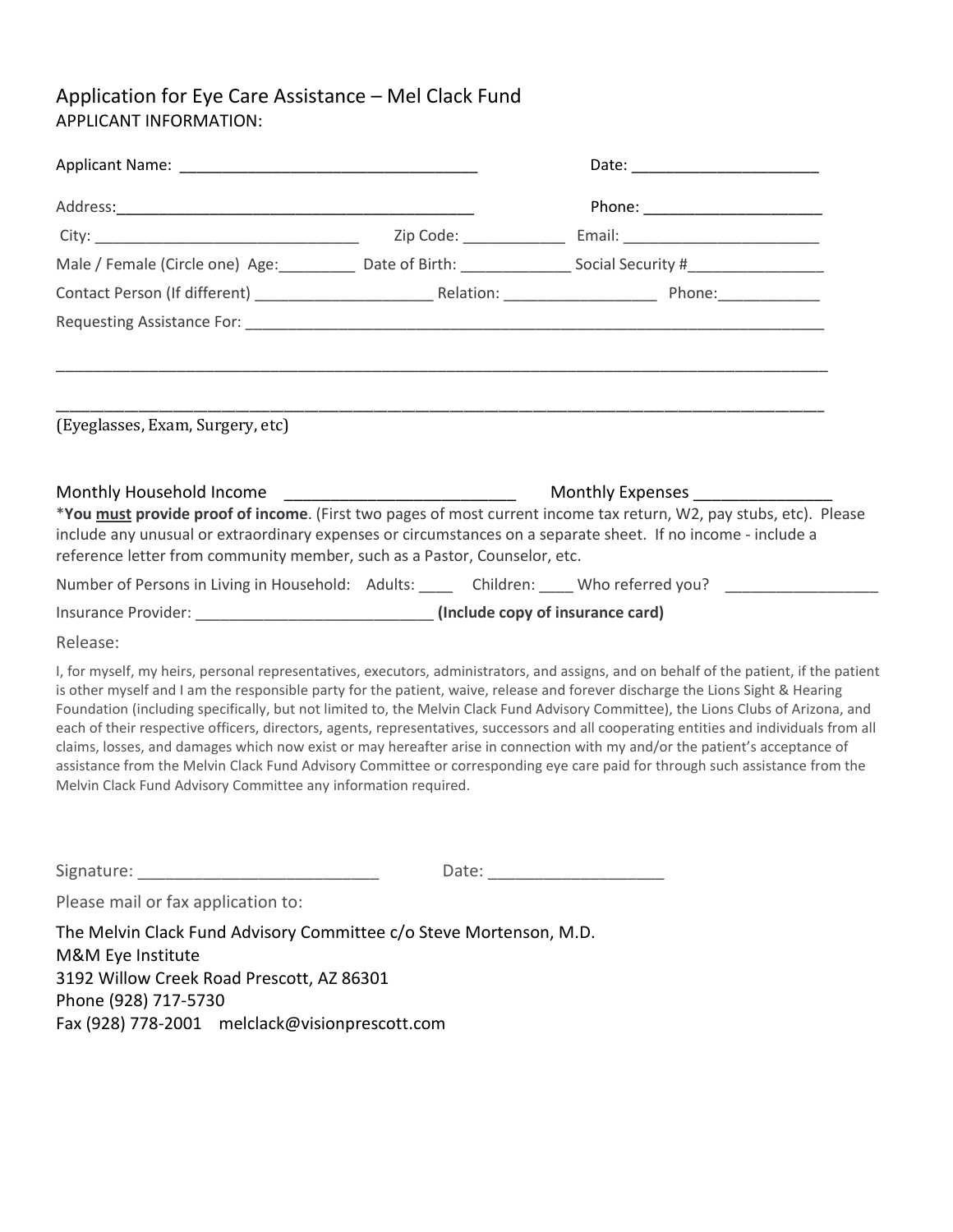# Application for Eye Care Assistance – Mel Clack Fund

APPLICANT INFORMATION:

Applicant Name: ___________________________________ Date: _____________________

Address:__________________________________________ Phone: _____________________

City: _______________________________ Zip Code: ____________ Email: _______________________

Male / Female (Circle one) Age:_________ Date of Birth: _____________ Social Security #________________

Contact Person (If different) _____________________ Relation: _________________ Phone:____________

Requesting Assistance For: _____________________________________________________________________

_____________________________________________________________________________________________

_____________________________________________________________________________________________

(Eyeglasses, Exam, Surgery, etc)

Monthly Household Income _________________________ Monthly Expenses _______________

***You must provide proof of income**. (First two pages of most current income tax return, W2, pay stubs, etc). Please include any unusual or extraordinary expenses or circumstances on a separate sheet. If no income - include a reference letter from community member, such as a Pastor, Counselor, etc.

Number of Persons in Living in Household: Adults: ____ Children: ____ Who referred you? _________________

Insurance Provider: ___________________________ **(Include copy of insurance card)**

Release:

I, for myself, my heirs, personal representatives, executors, administrators, and assigns, and on behalf of the patient, if the patient is other myself and I am the responsible party for the patient, waive, release and forever discharge the Lions Sight & Hearing Foundation (including specifically, but not limited to, the Melvin Clack Fund Advisory Committee), the Lions Clubs of Arizona, and each of their respective officers, directors, agents, representatives, successors and all cooperating entities and individuals from all claims, losses, and damages which now exist or may hereafter arise in connection with my and/or the patient's acceptance of assistance from the Melvin Clack Fund Advisory Committee or corresponding eye care paid for through such assistance from the Melvin Clack Fund Advisory Committee any information required.

Signature: __________________________ Date: ___________________

Please mail or fax application to:

The Melvin Clack Fund Advisory Committee c/o Steve Mortenson, M.D.
M&M Eye Institute
3192 Willow Creek Road Prescott, AZ 86301
Phone (928) 717-5730
Fax (928) 778-2001 melclack@visionprescott.com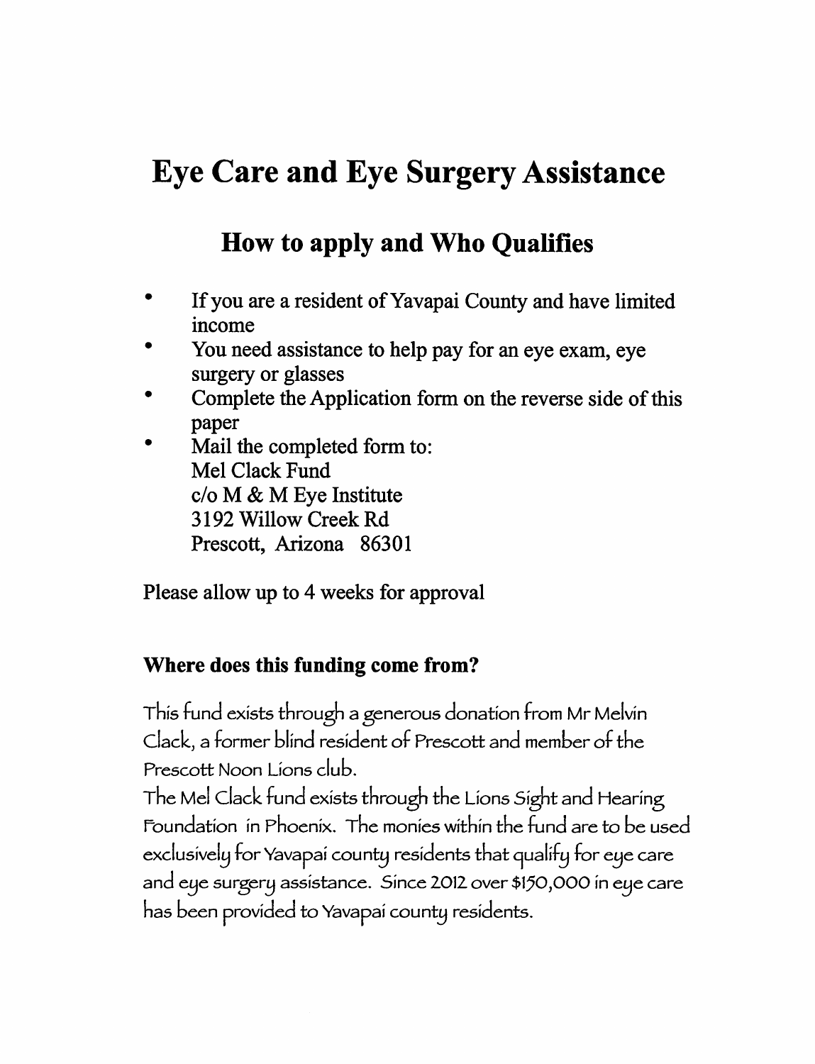# Eye Care and Eye Surgery Assistance

## How to apply and Who Qualifies

- If you are a resident of Yavapai County and have limited income
- You need assistance to help pay for an eye exam, eye surgery or glasses
- Complete the Application form on the reverse side of this paper
- Mail the completed form to:
  Mel Clack Fund
  c/o M & M Eye Institute
  3192 Willow Creek Rd
  Prescott, Arizona 86301

Please allow up to 4 weeks for approval

### Where does this funding come from?

This fund exists through a generous donation from Mr Melvin Clack, a former blind resident of Prescott and member of the Prescott Noon Lions club.

The Mel Clack fund exists through the Lions Sight and Hearing Foundation in Phoenix. The monies within the fund are to be used exclusively for Yavapai county residents that qualify for eye care and eye surgery assistance. Since 2012 over $150,000 in eye care has been provided to Yavapai county residents.